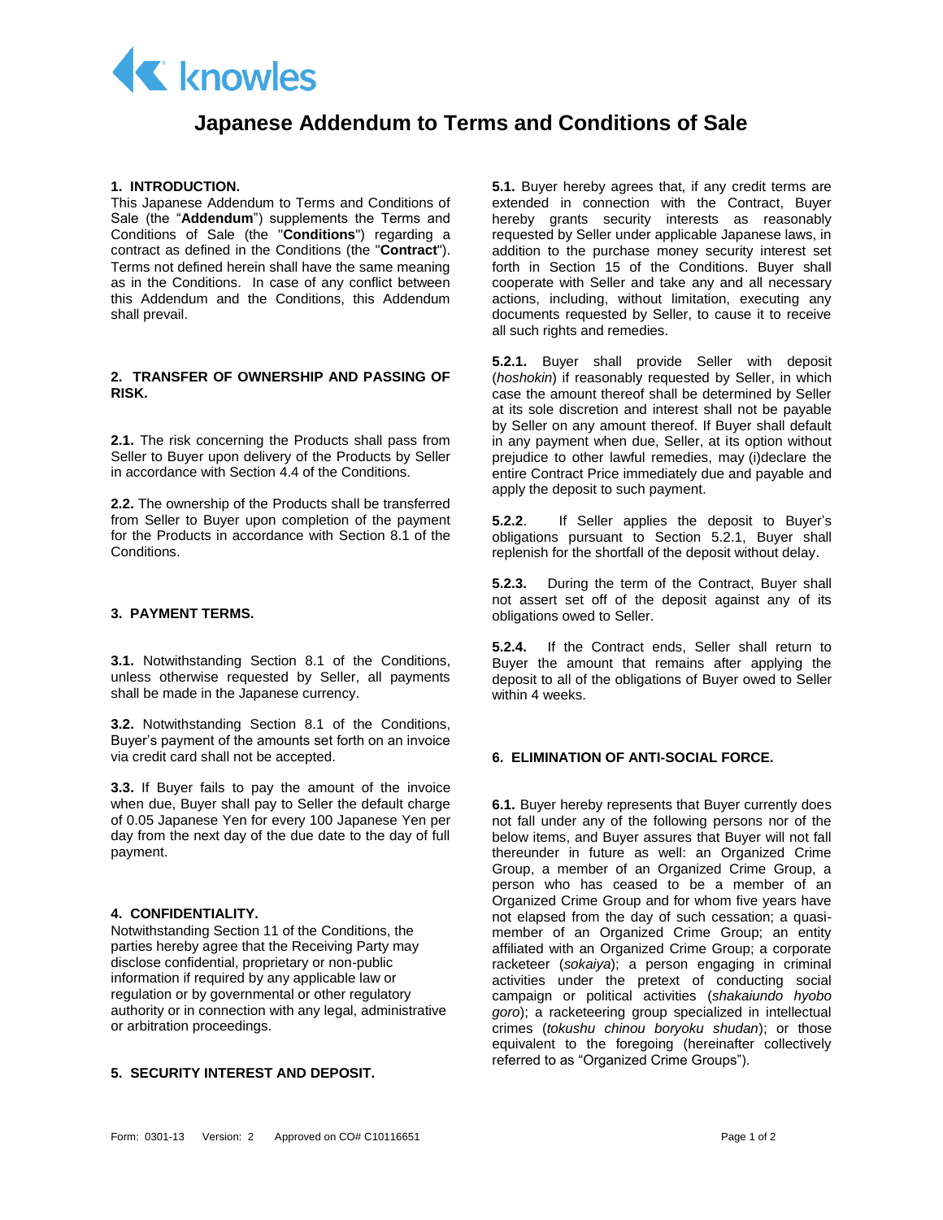# Japanese Addendum to Terms and Conditions of Sale

## 1. INTRODUCTION.

This Japanese Addendum to Terms and Conditions of Sale (the "**Addendum**") supplements the Terms and Conditions of Sale (the "**Conditions**") regarding a contract as defined in the Conditions (the "**Contract**"). Terms not defined herein shall have the same meaning as in the Conditions. In case of any conflict between this Addendum and the Conditions, this Addendum shall prevail.

## 2. TRANSFER OF OWNERSHIP AND PASSING OF RISK.

**2.1.** The risk concerning the Products shall pass from Seller to Buyer upon delivery of the Products by Seller in accordance with Section 4.4 of the Conditions.

**2.2.** The ownership of the Products shall be transferred from Seller to Buyer upon completion of the payment for the Products in accordance with Section 8.1 of the Conditions.

## 3. PAYMENT TERMS.

**3.1.** Notwithstanding Section 8.1 of the Conditions, unless otherwise requested by Seller, all payments shall be made in the Japanese currency.

**3.2.** Notwithstanding Section 8.1 of the Conditions, Buyer's payment of the amounts set forth on an invoice via credit card shall not be accepted.

**3.3.** If Buyer fails to pay the amount of the invoice when due, Buyer shall pay to Seller the default charge of 0.05 Japanese Yen for every 100 Japanese Yen per day from the next day of the due date to the day of full payment.

## 4. CONFIDENTIALITY.

Notwithstanding Section 11 of the Conditions, the parties hereby agree that the Receiving Party may disclose confidential, proprietary or non-public information if required by any applicable law or regulation or by governmental or other regulatory authority or in connection with any legal, administrative or arbitration proceedings.

## 5. SECURITY INTEREST AND DEPOSIT.

**5.1.** Buyer hereby agrees that, if any credit terms are extended in connection with the Contract, Buyer hereby grants security interests as reasonably requested by Seller under applicable Japanese laws, in addition to the purchase money security interest set forth in Section 15 of the Conditions. Buyer shall cooperate with Seller and take any and all necessary actions, including, without limitation, executing any documents requested by Seller, to cause it to receive all such rights and remedies.

**5.2.1.** Buyer shall provide Seller with deposit (*hoshokin*) if reasonably requested by Seller, in which case the amount thereof shall be determined by Seller at its sole discretion and interest shall not be payable by Seller on any amount thereof. If Buyer shall default in any payment when due, Seller, at its option without prejudice to other lawful remedies, may (i)declare the entire Contract Price immediately due and payable and apply the deposit to such payment.

**5.2.2**. If Seller applies the deposit to Buyer's obligations pursuant to Section 5.2.1, Buyer shall replenish for the shortfall of the deposit without delay.

**5.2.3.** During the term of the Contract, Buyer shall not assert set off of the deposit against any of its obligations owed to Seller.

**5.2.4.** If the Contract ends, Seller shall return to Buyer the amount that remains after applying the deposit to all of the obligations of Buyer owed to Seller within 4 weeks.

## 6. ELIMINATION OF ANTI-SOCIAL FORCE.

**6.1.** Buyer hereby represents that Buyer currently does not fall under any of the following persons nor of the below items, and Buyer assures that Buyer will not fall thereunder in future as well: an Organized Crime Group, a member of an Organized Crime Group, a person who has ceased to be a member of an Organized Crime Group and for whom five years have not elapsed from the day of such cessation; a quasi-member of an Organized Crime Group; an entity affiliated with an Organized Crime Group; a corporate racketeer (*sokaiya*); a person engaging in criminal activities under the pretext of conducting social campaign or political activities (*shakaiundo hyobo goro*); a racketeering group specialized in intellectual crimes (*tokushu chinou boryoku shudan*); or those equivalent to the foregoing (hereinafter collectively referred to as "Organized Crime Groups").

Form: 0301-13 Version: 2 Approved on CO# C10116651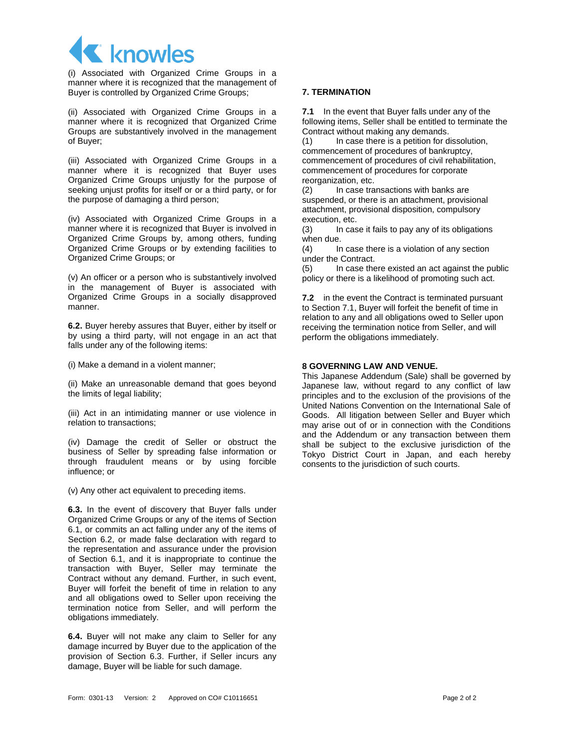(i) Associated with Organized Crime Groups in a manner where it is recognized that the management of Buyer is controlled by Organized Crime Groups;

(ii) Associated with Organized Crime Groups in a manner where it is recognized that Organized Crime Groups are substantively involved in the management of Buyer;

(iii) Associated with Organized Crime Groups in a manner where it is recognized that Buyer uses Organized Crime Groups unjustly for the purpose of seeking unjust profits for itself or or a third party, or for the purpose of damaging a third person;

(iv) Associated with Organized Crime Groups in a manner where it is recognized that Buyer is involved in Organized Crime Groups by, among others, funding Organized Crime Groups or by extending facilities to Organized Crime Groups; or

(v) An officer or a person who is substantively involved in the management of Buyer is associated with Organized Crime Groups in a socially disapproved manner.

**6.2.** Buyer hereby assures that Buyer, either by itself or by using a third party, will not engage in an act that falls under any of the following items:

(i) Make a demand in a violent manner;

(ii) Make an unreasonable demand that goes beyond the limits of legal liability;

(iii) Act in an intimidating manner or use violence in relation to transactions;

(iv) Damage the credit of Seller or obstruct the business of Seller by spreading false information or through fraudulent means or by using forcible influence; or

(v) Any other act equivalent to preceding items.

**6.3.** In the event of discovery that Buyer falls under Organized Crime Groups or any of the items of Section 6.1, or commits an act falling under any of the items of Section 6.2, or made false declaration with regard to the representation and assurance under the provision of Section 6.1, and it is inappropriate to continue the transaction with Buyer, Seller may terminate the Contract without any demand. Further, in such event, Buyer will forfeit the benefit of time in relation to any and all obligations owed to Seller upon receiving the termination notice from Seller, and will perform the obligations immediately.

**6.4.** Buyer will not make any claim to Seller for any damage incurred by Buyer due to the application of the provision of Section 6.3. Further, if Seller incurs any damage, Buyer will be liable for such damage.

## 7. TERMINATION

**7.1** In the event that Buyer falls under any of the following items, Seller shall be entitled to terminate the Contract without making any demands.

(1) In case there is a petition for dissolution, commencement of procedures of bankruptcy, commencement of procedures of civil rehabilitation, commencement of procedures for corporate reorganization, etc.

(2) In case transactions with banks are suspended, or there is an attachment, provisional attachment, provisional disposition, compulsory execution, etc.

(3) In case it fails to pay any of its obligations when due.

(4) In case there is a violation of any section under the Contract.

(5) In case there existed an act against the public policy or there is a likelihood of promoting such act.

**7.2** in the event the Contract is terminated pursuant to Section 7.1, Buyer will forfeit the benefit of time in relation to any and all obligations owed to Seller upon receiving the termination notice from Seller, and will perform the obligations immediately.

## 8 GOVERNING LAW AND VENUE.

This Japanese Addendum (Sale) shall be governed by Japanese law, without regard to any conflict of law principles and to the exclusion of the provisions of the United Nations Convention on the International Sale of Goods. All litigation between Seller and Buyer which may arise out of or in connection with the Conditions and the Addendum or any transaction between them shall be subject to the exclusive jurisdiction of the Tokyo District Court in Japan, and each hereby consents to the jurisdiction of such courts.

Form: 0301-13 Version: 2 Approved on CO# C10116651